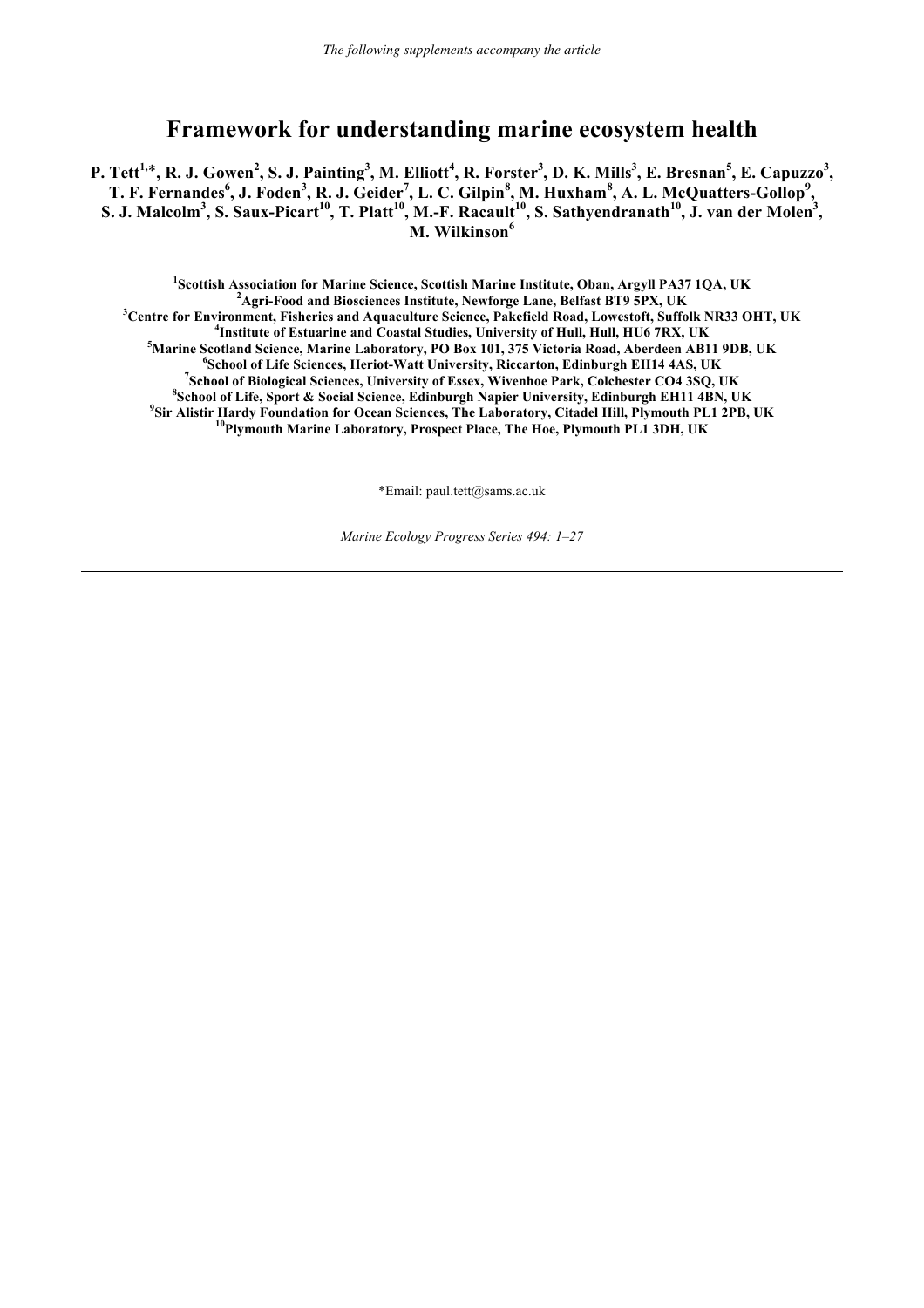*The following supplements accompany the article*

# Framework for understanding marine ecosystem health

**P. Tett[1,*], R. J. Gowen[2], S. J. Painting[3], M. Elliott[4], R. Forster[3], D. K. Mills[3], E. Bresnan[5], E. Capuzzo[3], T. F. Fernandes[6], J. Foden[3], R. J. Geider[7], L. C. Gilpin[8], M. Huxham[8], A. L. McQuatters-Gollop[9], S. J. Malcolm[3], S. Saux-Picart[10], T. Platt[10], M.-F. Racault[10], S. Sathyendranath[10], J. van der Molen[3], M. Wilkinson[6]**

[1]**Scottish Association for Marine Science, Scottish Marine Institute, Oban, Argyll PA37 1QA, UK**
[2]**Agri-Food and Biosciences Institute, Newforge Lane, Belfast BT9 5PX, UK**
[3]**Centre for Environment, Fisheries and Aquaculture Science, Pakefield Road, Lowestoft, Suffolk NR33 OHT, UK**
[4]**Institute of Estuarine and Coastal Studies, University of Hull, Hull, HU6 7RX, UK**
[5]**Marine Scotland Science, Marine Laboratory, PO Box 101, 375 Victoria Road, Aberdeen AB11 9DB, UK**
[6]**School of Life Sciences, Heriot-Watt University, Riccarton, Edinburgh EH14 4AS, UK**
[7]**School of Biological Sciences, University of Essex, Wivenhoe Park, Colchester CO4 3SQ, UK**
[8]**School of Life, Sport & Social Science, Edinburgh Napier University, Edinburgh EH11 4BN, UK**
[9]**Sir Alistir Hardy Foundation for Ocean Sciences, The Laboratory, Citadel Hill, Plymouth PL1 2PB, UK**
[10]**Plymouth Marine Laboratory, Prospect Place, The Hoe, Plymouth PL1 3DH, UK**

*Email: paul.tett@sams.ac.uk

*Marine Ecology Progress Series 494: 1–27*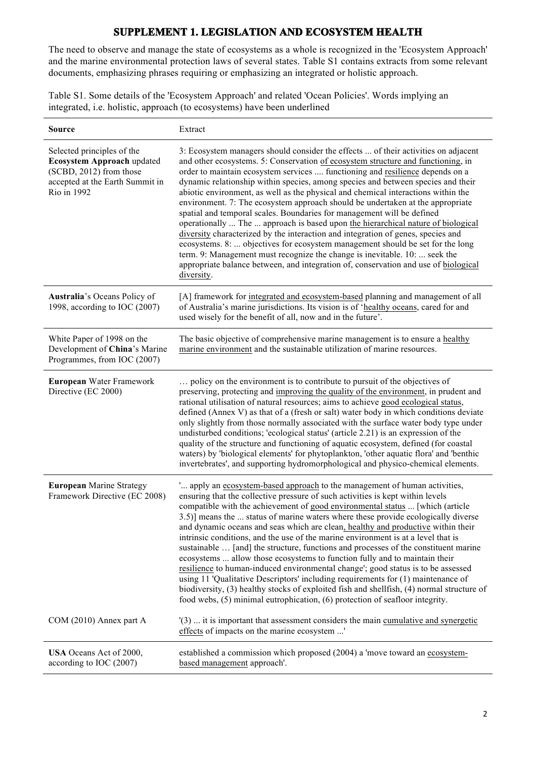# SUPPLEMENT 1. LEGISLATION AND ECOSYSTEM HEALTH

The need to observe and manage the state of ecosystems as a whole is recognized in the 'Ecosystem Approach' and the marine environmental protection laws of several states. Table S1 contains extracts from some relevant documents, emphasizing phrases requiring or emphasizing an integrated or holistic approach.

Table S1. Some details of the 'Ecosystem Approach' and related 'Ocean Policies'. Words implying an integrated, i.e. holistic, approach (to ecosystems) have been underlined

| Source | Extract |
|---|---|
| Selected principles of the **Ecosystem Approach** updated (SCBD, 2012) from those accepted at the Earth Summit in Rio in 1992 | 3: Ecosystem managers should consider the effects ... of their activities on adjacent and other ecosystems. 5: Conservation <u>of ecosystem structure and functioning</u>, in order to maintain ecosystem services .... functioning and <u>resilience</u> depends on a dynamic relationship within species, among species and between species and their abiotic environment, as well as the physical and chemical interactions within the environment. 7: The ecosystem approach should be undertaken at the appropriate spatial and temporal scales. Boundaries for management will be defined operationally ... The ... approach is based upon <u>the hierarchical nature of biological diversity</u> characterized by the interaction and integration of genes, species and ecosystems. 8: ... objectives for ecosystem management should be set for the long term. 9: Management must recognize the change is inevitable. 10: ... seek the appropriate balance between, and integration of, conservation and use of <u>biological diversity</u>. |
| **Australia**'s Oceans Policy of 1998, according to IOC (2007) | [A] framework for <u>integrated and ecosystem-based</u> planning and management of all of Australia's marine jurisdictions. Its vision is of '<u>healthy oceans</u>, cared for and used wisely for the benefit of all, now and in the future'. |
| White Paper of 1998 on the Development of **China**'s Marine Programmes, from IOC (2007) | The basic objective of comprehensive marine management is to ensure a <u>healthy marine environment</u> and the sustainable utilization of marine resources. |
| **European** Water Framework Directive (EC 2000) | … policy on the environment is to contribute to pursuit of the objectives of preserving, protecting and <u>improving the quality of the environment</u>, in prudent and rational utilisation of natural resources; aims to achieve <u>good ecological status</u>, defined (Annex V) as that of a (fresh or salt) water body in which conditions deviate only slightly from those normally associated with the surface water body type under undisturbed conditions; 'ecological status' (article 2.21) is an expression of the quality of the structure and functioning of aquatic ecosystem, defined (for coastal waters) by 'biological elements' for phytoplankton, 'other aquatic flora' and 'benthic invertebrates', and supporting hydromorphological and physico-chemical elements. |
| **European** Marine Strategy Framework Directive (EC 2008) | '... apply an <u>ecosystem-based approach</u> to the management of human activities, ensuring that the collective pressure of such activities is kept within levels compatible with the achievement of <u>good environmental status</u> ... [which (article 3.5)] means the ... status of marine waters where these provide ecologically diverse and dynamic oceans and seas which are clean<u>, healthy and productive</u> within their intrinsic conditions, and the use of the marine environment is at a level that is sustainable … [and] the structure, functions and processes of the constituent marine ecosystems ... allow those ecosystems to function fully and to maintain their <u>resilience</u> to human-induced environmental change'; good status is to be assessed using 11 'Qualitative Descriptors' including requirements for (1) maintenance of biodiversity, (3) healthy stocks of exploited fish and shellfish, (4) normal structure of food webs, (5) minimal eutrophication, (6) protection of seafloor integrity. |
| COM (2010) Annex part A | '(3) ... it is important that assessment considers the main <u>cumulative and synergetic effects</u> of impacts on the marine ecosystem ...' |
| **USA** Oceans Act of 2000, according to IOC (2007) | established a commission which proposed (2004) a 'move toward an <u>ecosystem-based management</u> approach'. |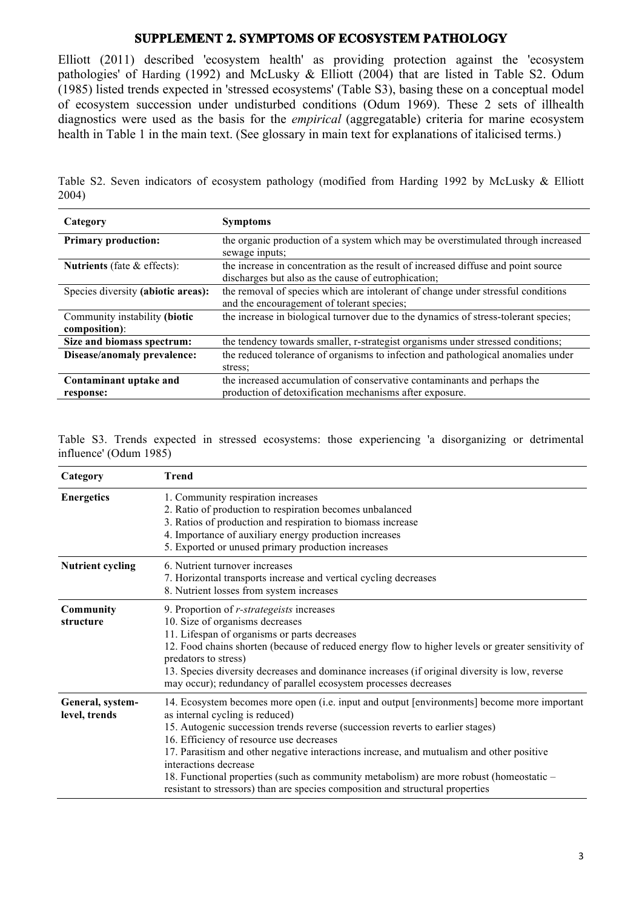## SUPPLEMENT 2. SYMPTOMS OF ECOSYSTEM PATHOLOGY

Elliott (2011) described 'ecosystem health' as providing protection against the 'ecosystem pathologies' of Harding (1992) and McLusky & Elliott (2004) that are listed in Table S2. Odum (1985) listed trends expected in 'stressed ecosystems' (Table S3), basing these on a conceptual model of ecosystem succession under undisturbed conditions (Odum 1969). These 2 sets of illhealth diagnostics were used as the basis for the *empirical* (aggregatable) criteria for marine ecosystem health in Table 1 in the main text. (See glossary in main text for explanations of italicised terms.)

Table S2. Seven indicators of ecosystem pathology (modified from Harding 1992 by McLusky & Elliott 2004)

| Category | Symptoms |
|---|---|
| **Primary production:** | the organic production of a system which may be overstimulated through increased sewage inputs; |
| **Nutrients** (fate & effects): | the increase in concentration as the result of increased diffuse and point source discharges but also as the cause of eutrophication; |
| Species diversity **(abiotic areas):** | the removal of species which are intolerant of change under stressful conditions and the encouragement of tolerant species; |
| Community instability **(biotic composition)**: | the increase in biological turnover due to the dynamics of stress-tolerant species; |
| **Size and biomass spectrum:** | the tendency towards smaller, r-strategist organisms under stressed conditions; |
| **Disease/anomaly prevalence:** | the reduced tolerance of organisms to infection and pathological anomalies under stress; |
| **Contaminant uptake and response:** | the increased accumulation of conservative contaminants and perhaps the production of detoxification mechanisms after exposure. |

Table S3. Trends expected in stressed ecosystems: those experiencing 'a disorganizing or detrimental influence' (Odum 1985)

| Category | Trend |
|---|---|
| **Energetics** | 1. Community respiration increases<br>2. Ratio of production to respiration becomes unbalanced<br>3. Ratios of production and respiration to biomass increase<br>4. Importance of auxiliary energy production increases<br>5. Exported or unused primary production increases |
| **Nutrient cycling** | 6. Nutrient turnover increases<br>7. Horizontal transports increase and vertical cycling decreases<br>8. Nutrient losses from system increases |
| **Community structure** | 9. Proportion of *r-strategeists* increases<br>10. Size of organisms decreases<br>11. Lifespan of organisms or parts decreases<br>12. Food chains shorten (because of reduced energy flow to higher levels or greater sensitivity of predators to stress)<br>13. Species diversity decreases and dominance increases (if original diversity is low, reverse may occur); redundancy of parallel ecosystem processes decreases |
| **General, system-level, trends** | 14. Ecosystem becomes more open (i.e. input and output [environments] become more important as internal cycling is reduced)<br>15. Autogenic succession trends reverse (succession reverts to earlier stages)<br>16. Efficiency of resource use decreases<br>17. Parasitism and other negative interactions increase, and mutualism and other positive interactions decrease<br>18. Functional properties (such as community metabolism) are more robust (homeostatic – resistant to stressors) than are species composition and structural properties |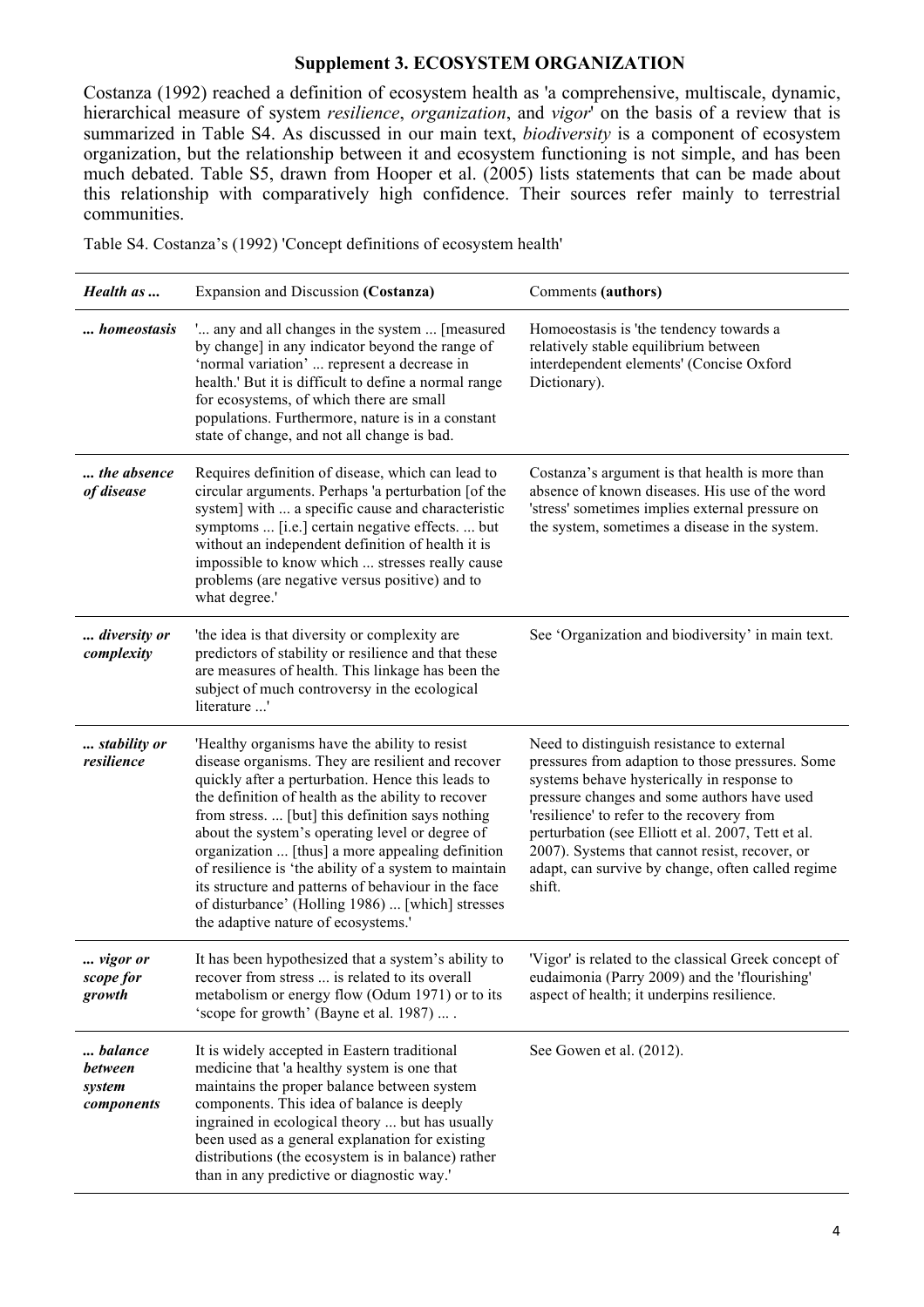## Supplement 3. ECOSYSTEM ORGANIZATION

Costanza (1992) reached a definition of ecosystem health as 'a comprehensive, multiscale, dynamic, hierarchical measure of system *resilience*, *organization*, and *vigor*' on the basis of a review that is summarized in Table S4. As discussed in our main text, *biodiversity* is a component of ecosystem organization, but the relationship between it and ecosystem functioning is not simple, and has been much debated. Table S5, drawn from Hooper et al. (2005) lists statements that can be made about this relationship with comparatively high confidence. Their sources refer mainly to terrestrial communities.

Table S4. Costanza's (1992) 'Concept definitions of ecosystem health'

| ***Health as ...*** | Expansion and Discussion **(Costanza)** | Comments **(authors)** |
|---|---|---|
| ***... homeostasis*** | '... any and all changes in the system ... [measured by change] in any indicator beyond the range of 'normal variation' ... represent a decrease in health.' But it is difficult to define a normal range for ecosystems, of which there are small populations. Furthermore, nature is in a constant state of change, and not all change is bad. | Homoeostasis is 'the tendency towards a relatively stable equilibrium between interdependent elements' (Concise Oxford Dictionary). |
| ***... the absence of disease*** | Requires definition of disease, which can lead to circular arguments. Perhaps 'a perturbation [of the system] with ... a specific cause and characteristic symptoms ... [i.e.] certain negative effects. ... but without an independent definition of health it is impossible to know which ... stresses really cause problems (are negative versus positive) and to what degree.' | Costanza's argument is that health is more than absence of known diseases. His use of the word 'stress' sometimes implies external pressure on the system, sometimes a disease in the system. |
| ***... diversity or complexity*** | 'the idea is that diversity or complexity are predictors of stability or resilience and that these are measures of health. This linkage has been the subject of much controversy in the ecological literature ...' | See 'Organization and biodiversity' in main text. |
| ***... stability or resilience*** | 'Healthy organisms have the ability to resist disease organisms. They are resilient and recover quickly after a perturbation. Hence this leads to the definition of health as the ability to recover from stress. ... [but] this definition says nothing about the system's operating level or degree of organization ... [thus] a more appealing definition of resilience is 'the ability of a system to maintain its structure and patterns of behaviour in the face of disturbance' (Holling 1986) ... [which] stresses the adaptive nature of ecosystems.' | Need to distinguish resistance to external pressures from adaption to those pressures. Some systems behave hysterically in response to pressure changes and some authors have used 'resilience' to refer to the recovery from perturbation (see Elliott et al. 2007, Tett et al. 2007). Systems that cannot resist, recover, or adapt, can survive by change, often called regime shift. |
| ***... vigor or scope for growth*** | It has been hypothesized that a system's ability to recover from stress ... is related to its overall metabolism or energy flow (Odum 1971) or to its 'scope for growth' (Bayne et al. 1987) ... . | 'Vigor' is related to the classical Greek concept of eudaimonia (Parry 2009) and the 'flourishing' aspect of health; it underpins resilience. |
| ***... balance between system components*** | It is widely accepted in Eastern traditional medicine that 'a healthy system is one that maintains the proper balance between system components. This idea of balance is deeply ingrained in ecological theory ... but has usually been used as a general explanation for existing distributions (the ecosystem is in balance) rather than in any predictive or diagnostic way.' | See Gowen et al. (2012). |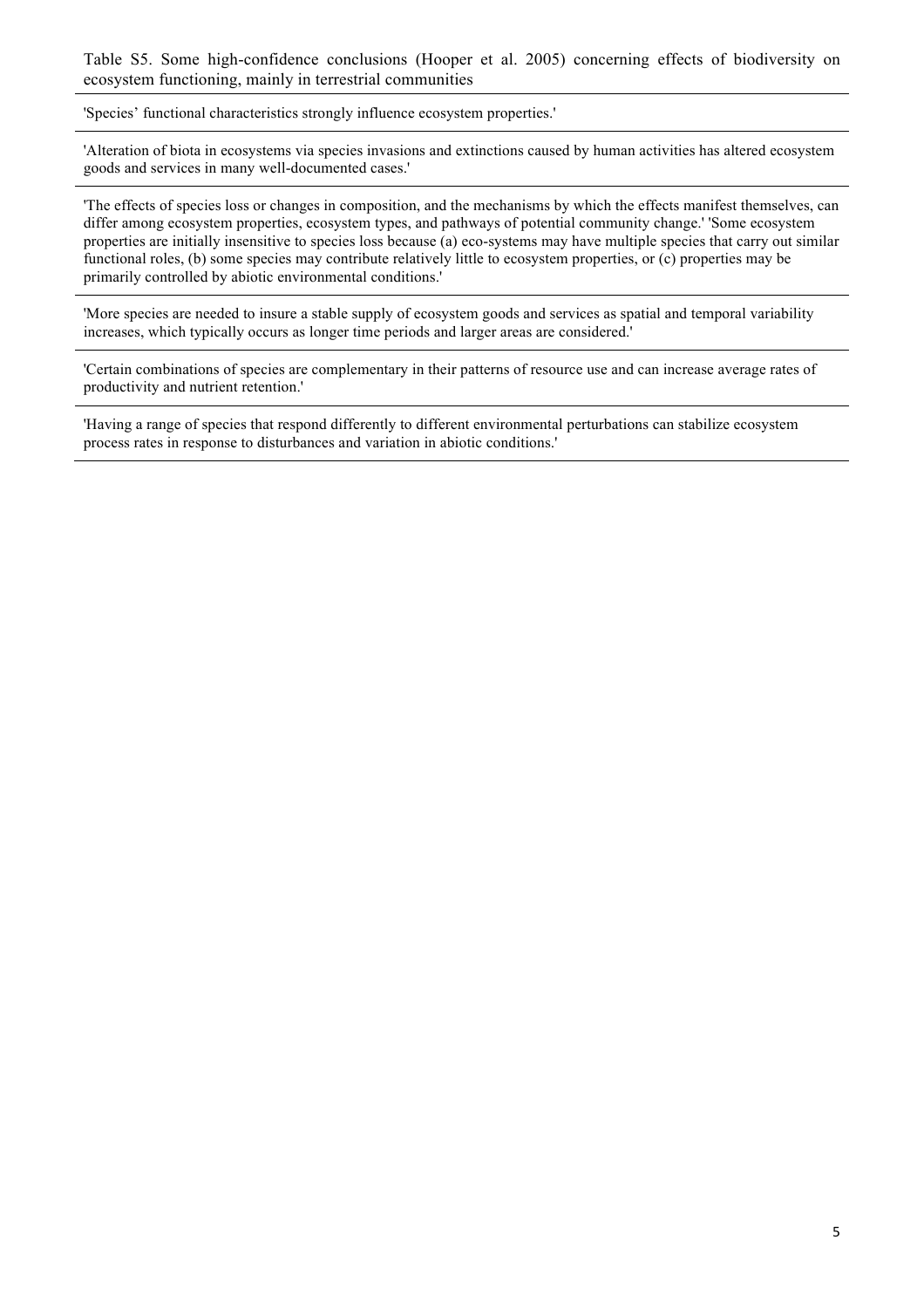Table S5. Some high-confidence conclusions (Hooper et al. 2005) concerning effects of biodiversity on ecosystem functioning, mainly in terrestrial communities

| |
|---|
| 'Species' functional characteristics strongly influence ecosystem properties.' |
| 'Alteration of biota in ecosystems via species invasions and extinctions caused by human activities has altered ecosystem goods and services in many well-documented cases.' |
| 'The effects of species loss or changes in composition, and the mechanisms by which the effects manifest themselves, can differ among ecosystem properties, ecosystem types, and pathways of potential community change.' 'Some ecosystem properties are initially insensitive to species loss because (a) eco-systems may have multiple species that carry out similar functional roles, (b) some species may contribute relatively little to ecosystem properties, or (c) properties may be primarily controlled by abiotic environmental conditions.' |
| 'More species are needed to insure a stable supply of ecosystem goods and services as spatial and temporal variability increases, which typically occurs as longer time periods and larger areas are considered.' |
| 'Certain combinations of species are complementary in their patterns of resource use and can increase average rates of productivity and nutrient retention.' |
| 'Having a range of species that respond differently to different environmental perturbations can stabilize ecosystem process rates in response to disturbances and variation in abiotic conditions.' |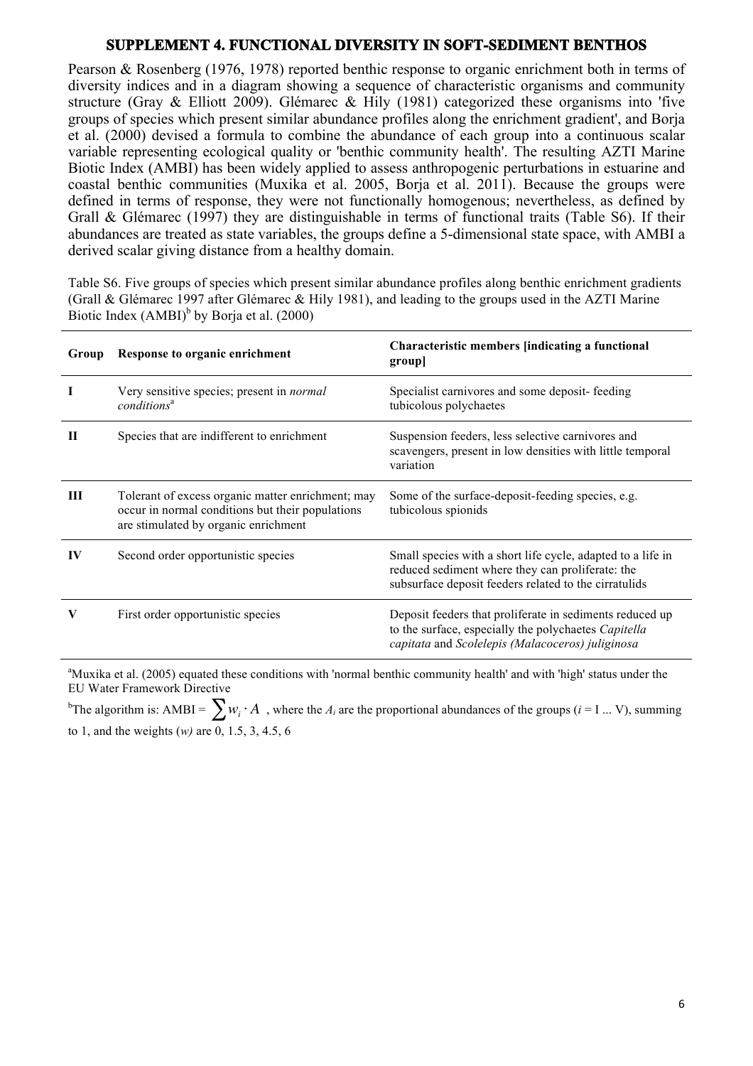# SUPPLEMENT 4. FUNCTIONAL DIVERSITY IN SOFT-SEDIMENT BENTHOS

Pearson & Rosenberg (1976, 1978) reported benthic response to organic enrichment both in terms of diversity indices and in a diagram showing a sequence of characteristic organisms and community structure (Gray & Elliott 2009). Glémarec & Hily (1981) categorized these organisms into 'five groups of species which present similar abundance profiles along the enrichment gradient', and Borja et al. (2000) devised a formula to combine the abundance of each group into a continuous scalar variable representing ecological quality or 'benthic community health'. The resulting AZTI Marine Biotic Index (AMBI) has been widely applied to assess anthropogenic perturbations in estuarine and coastal benthic communities (Muxika et al. 2005, Borja et al. 2011). Because the groups were defined in terms of response, they were not functionally homogenous; nevertheless, as defined by Grall & Glémarec (1997) they are distinguishable in terms of functional traits (Table S6). If their abundances are treated as state variables, the groups define a 5-dimensional state space, with AMBI a derived scalar giving distance from a healthy domain.

Table S6. Five groups of species which present similar abundance profiles along benthic enrichment gradients (Grall & Glémarec 1997 after Glémarec & Hily 1981), and leading to the groups used in the AZTI Marine Biotic Index (AMBI)[b] by Borja et al. (2000)

| Group | Response to organic enrichment | Characteristic members [indicating a functional group] |
|---|---|---|
| **I** | Very sensitive species; present in *normal conditions*[a] | Specialist carnivores and some deposit- feeding tubicolous polychaetes |
| **II** | Species that are indifferent to enrichment | Suspension feeders, less selective carnivores and scavengers, present in low densities with little temporal variation |
| **III** | Tolerant of excess organic matter enrichment; may occur in normal conditions but their populations are stimulated by organic enrichment | Some of the surface-deposit-feeding species, e.g. tubicolous spionids |
| **IV** | Second order opportunistic species | Small species with a short life cycle, adapted to a life in reduced sediment where they can proliferate: the subsurface deposit feeders related to the cirratulids |
| **V** | First order opportunistic species | Deposit feeders that proliferate in sediments reduced up to the surface, especially the polychaetes *Capitella capitata* and *Scolelepis (Malacoceros) juliginosa* |

[a]Muxika et al. (2005) equated these conditions with 'normal benthic community health' and with 'high' status under the EU Water Framework Directive

[b]The algorithm is: AMBI = $\sum w_i \cdot A$ , where the $A_i$ are the proportional abundances of the groups ($i$ = I ... V), summing to 1, and the weights ($w$) are 0, 1.5, 3, 4.5, 6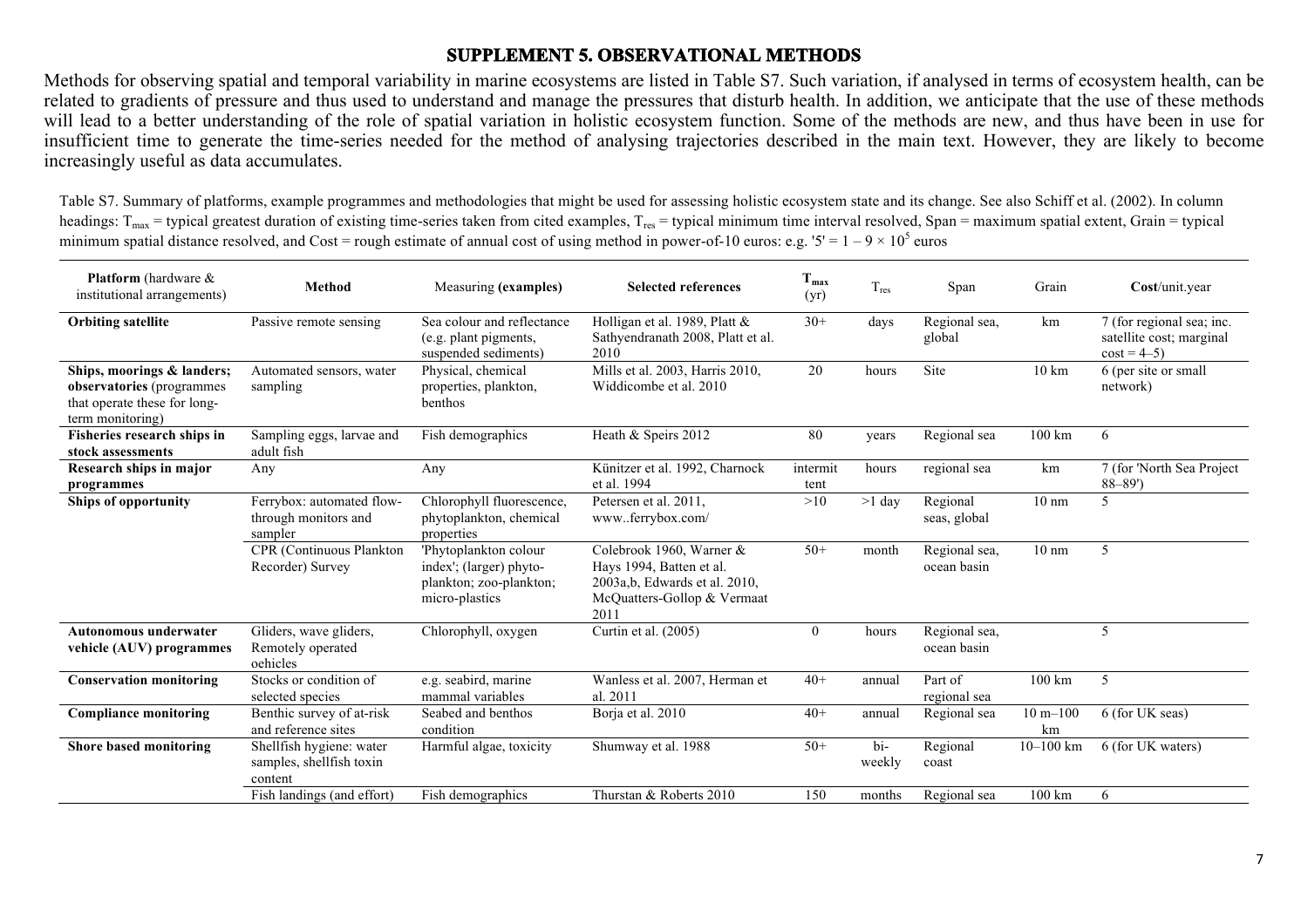# SUPPLEMENT 5. OBSERVATIONAL METHODS

Methods for observing spatial and temporal variability in marine ecosystems are listed in Table S7. Such variation, if analysed in terms of ecosystem health, can be related to gradients of pressure and thus used to understand and manage the pressures that disturb health. In addition, we anticipate that the use of these methods will lead to a better understanding of the role of spatial variation in holistic ecosystem function. Some of the methods are new, and thus have been in use for insufficient time to generate the time-series needed for the method of analysing trajectories described in the main text. However, they are likely to become increasingly useful as data accumulates.

Table S7. Summary of platforms, example programmes and methodologies that might be used for assessing holistic ecosystem state and its change. See also Schiff et al. (2002). In column headings: $T_{max}$ = typical greatest duration of existing time-series taken from cited examples, $T_{res}$ = typical minimum time interval resolved, Span = maximum spatial extent, Grain = typical minimum spatial distance resolved, and Cost = rough estimate of annual cost of using method in power-of-10 euros: e.g. '5' = $1 - 9 \times 10^5$ euros

| **Platform** (hardware & institutional arrangements) | **Method** | Measuring **(examples)** | **Selected references** | $T_{max}$ (yr) | $T_{res}$ | Span | Grain | **Cost**/unit.year |
|---|---|---|---|---|---|---|---|---|
| **Orbiting satellite** | Passive remote sensing | Sea colour and reflectance (e.g. plant pigments, suspended sediments) | Holligan et al. 1989, Platt & Sathyendranath 2008, Platt et al. 2010 | 30+ | days | Regional sea, global | km | 7 (for regional sea; inc. satellite cost; marginal cost = 4–5) |
| **Ships, moorings & landers; observatories** (programmes that operate these for long-term monitoring) | Automated sensors, water sampling | Physical, chemical properties, plankton, benthos | Mills et al. 2003, Harris 2010, Widdicombe et al. 2010 | 20 | hours | Site | 10 km | 6 (per site or small network) |
| **Fisheries research ships in stock assessments** | Sampling eggs, larvae and adult fish | Fish demographics | Heath & Speirs 2012 | 80 | years | Regional sea | 100 km | 6 |
| **Research ships in major programmes** | Any | Any | Künitzer et al. 1992, Charnock et al. 1994 | intermittent | hours | regional sea | km | 7 (for 'North Sea Project 88–89') |
| **Ships of opportunity** | Ferrybox: automated flow-through monitors and sampler | Chlorophyll fluorescence, phytoplankton, chemical properties | Petersen et al. 2011, www..ferrybox.com/ | >10 | >1 day | Regional seas, global | 10 nm | 5 |
| | CPR (Continuous Plankton Recorder) Survey | 'Phytoplankton colour index'; (larger) phyto-plankton; zoo-plankton; micro-plastics | Colebrook 1960, Warner & Hays 1994, Batten et al. 2003a,b, Edwards et al. 2010, McQuatters-Gollop & Vermaat 2011 | 50+ | month | Regional sea, ocean basin | 10 nm | 5 |
| **Autonomous underwater vehicle (AUV) programmes** | Gliders, wave gliders, Remotely operated oehicles | Chlorophyll, oxygen | Curtin et al. (2005) | 0 | hours | Regional sea, ocean basin | | 5 |
| **Conservation monitoring** | Stocks or condition of selected species | e.g. seabird, marine mammal variables | Wanless et al. 2007, Herman et al. 2011 | 40+ | annual | Part of regional sea | 100 km | 5 |
| **Compliance monitoring** | Benthic survey of at-risk and reference sites | Seabed and benthos condition | Borja et al. 2010 | 40+ | annual | Regional sea | 10 m–100 km | 6 (for UK seas) |
| **Shore based monitoring** | Shellfish hygiene: water samples, shellfish toxin content | Harmful algae, toxicity | Shumway et al. 1988 | 50+ | bi-weekly | Regional coast | 10–100 km | 6 (for UK waters) |
| | Fish landings (and effort) | Fish demographics | Thurstan & Roberts 2010 | 150 | months | Regional sea | 100 km | 6 |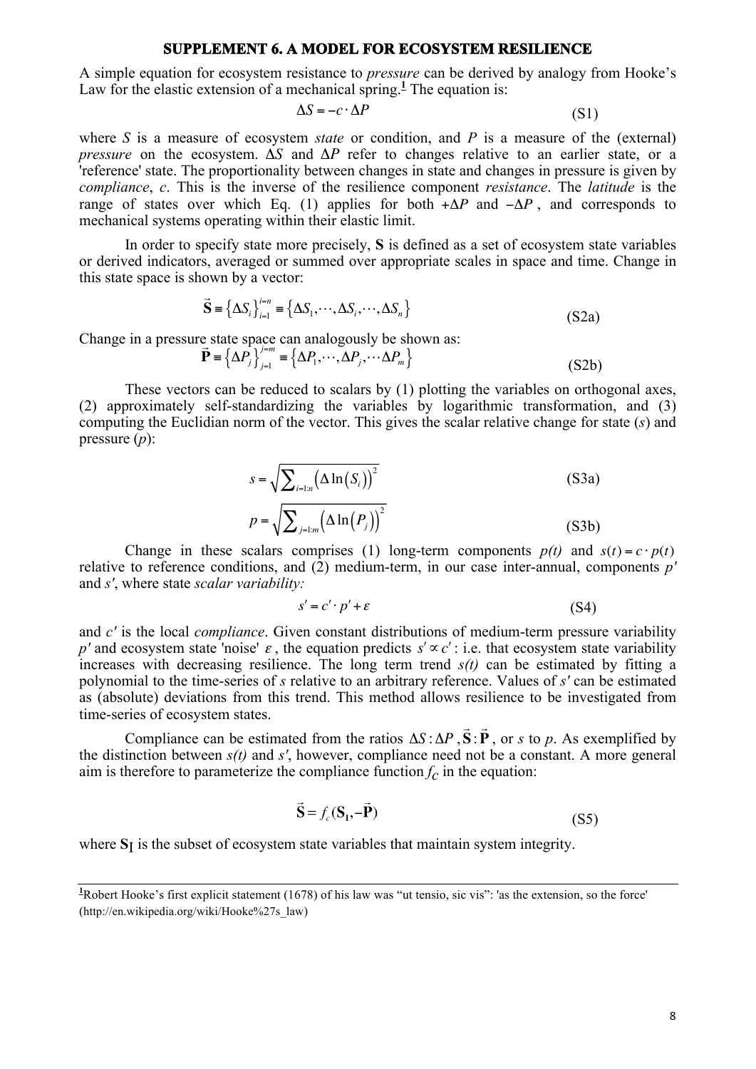## SUPPLEMENT 6. A MODEL FOR ECOSYSTEM RESILIENCE

A simple equation for ecosystem resistance to *pressure* can be derived by analogy from Hooke's Law for the elastic extension of a mechanical spring.[1] The equation is:

$$\Delta S = -c \cdot \Delta P \tag{S1}$$

where $S$ is a measure of ecosystem *state* or condition, and $P$ is a measure of the (external) *pressure* on the ecosystem. $\Delta S$ and $\Delta P$ refer to changes relative to an earlier state, or a 'reference' state. The proportionality between changes in state and changes in pressure is given by *compliance*, $c$. This is the inverse of the resilience component *resistance*. The *latitude* is the range of states over which Eq. (1) applies for both $+\Delta P$ and $-\Delta P$, and corresponds to mechanical systems operating within their elastic limit.

In order to specify state more precisely, $\mathbf{S}$ is defined as a set of ecosystem state variables or derived indicators, averaged or summed over appropriate scales in space and time. Change in this state space is shown by a vector:

$$\vec{\mathbf{S}} \equiv \left\{\Delta S_i\right\}_{i=1}^{i=n} \equiv \left\{\Delta S_1, \cdots, \Delta S_i, \cdots, \Delta S_n\right\} \tag{S2a}$$

Change in a pressure state space can analogously be shown as:

$$\vec{\mathbf{P}} \equiv \left\{\Delta P_j\right\}_{j=1}^{j=m} \equiv \left\{\Delta P_1, \cdots, \Delta P_j, \cdots \Delta P_m\right\} \tag{S2b}$$

These vectors can be reduced to scalars by (1) plotting the variables on orthogonal axes, (2) approximately self-standardizing the variables by logarithmic transformation, and (3) computing the Euclidian norm of the vector. This gives the scalar relative change for state ($s$) and pressure ($p$):

$$s = \sqrt{\sum_{i=1:n} \left(\Delta \ln\left(S_i\right)\right)^2} \tag{S3a}$$

$$p = \sqrt{\sum_{j=1:m} \left(\Delta \ln\left(P_j\right)\right)^2} \tag{S3b}$$

Change in these scalars comprises (1) long-term components $p(t)$ and $s(t) = c \cdot p(t)$ relative to reference conditions, and (2) medium-term, in our case inter-annual, components $p'$ and $s'$, where state *scalar variability:*

$$s' = c' \cdot p' + \varepsilon \tag{S4}$$

and $c'$ is the local *compliance*. Given constant distributions of medium-term pressure variability $p'$ and ecosystem state 'noise' $\varepsilon$, the equation predicts $s' \propto c'$: i.e. that ecosystem state variability increases with decreasing resilience. The long term trend $s(t)$ can be estimated by fitting a polynomial to the time-series of $s$ relative to an arbitrary reference. Values of $s'$ can be estimated as (absolute) deviations from this trend. This method allows resilience to be investigated from time-series of ecosystem states.

Compliance can be estimated from the ratios $\Delta S : \Delta P$, $\vec{\mathbf{S}} : \vec{\mathbf{P}}$, or $s$ to $p$. As exemplified by the distinction between $s(t)$ and $s'$, however, compliance need not be a constant. A more general aim is therefore to parameterize the compliance function $f_C$ in the equation:

$$\vec{\mathbf{S}} = f_c(\mathbf{S_I}, -\vec{\mathbf{P}}) \tag{S5}$$

where $\mathbf{S_I}$ is the subset of ecosystem state variables that maintain system integrity.

---

[1] Robert Hooke's first explicit statement (1678) of his law was "ut tensio, sic vis": 'as the extension, so the force' (http://en.wikipedia.org/wiki/Hooke%27s_law)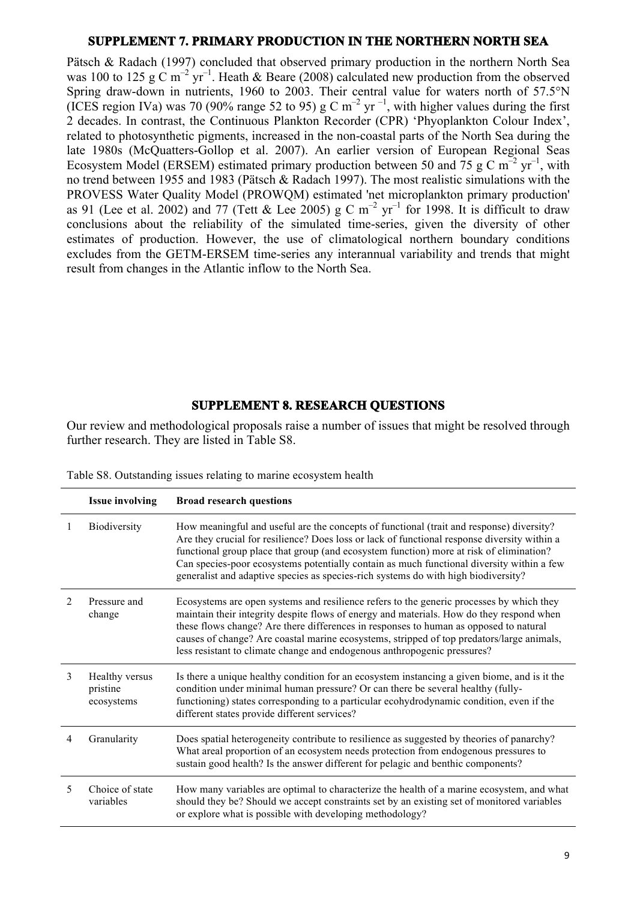## SUPPLEMENT 7. PRIMARY PRODUCTION IN THE NORTHERN NORTH SEA

Pätsch & Radach (1997) concluded that observed primary production in the northern North Sea was 100 to 125 g C $m^{-2}$ $yr^{-1}$. Heath & Beare (2008) calculated new production from the observed Spring draw-down in nutrients, 1960 to 2003. Their central value for waters north of 57.5°N (ICES region IVa) was 70 (90% range 52 to 95) g C $m^{-2}$ $yr^{-1}$, with higher values during the first 2 decades. In contrast, the Continuous Plankton Recorder (CPR) 'Phyoplankton Colour Index', related to photosynthetic pigments, increased in the non-coastal parts of the North Sea during the late 1980s (McQuatters-Gollop et al. 2007). An earlier version of European Regional Seas Ecosystem Model (ERSEM) estimated primary production between 50 and 75 g C $m^{-2}$ $yr^{-1}$, with no trend between 1955 and 1983 (Pätsch & Radach 1997). The most realistic simulations with the PROVESS Water Quality Model (PROWQM) estimated 'net microplankton primary production' as 91 (Lee et al. 2002) and 77 (Tett & Lee 2005) g C $m^{-2}$ $yr^{-1}$ for 1998. It is difficult to draw conclusions about the reliability of the simulated time-series, given the diversity of other estimates of production. However, the use of climatological northern boundary conditions excludes from the GETM-ERSEM time-series any interannual variability and trends that might result from changes in the Atlantic inflow to the North Sea.

## SUPPLEMENT 8. RESEARCH QUESTIONS

Our review and methodological proposals raise a number of issues that might be resolved through further research. They are listed in Table S8.

Table S8. Outstanding issues relating to marine ecosystem health

| | Issue involving | Broad research questions |
|---|---|---|
| 1 | Biodiversity | How meaningful and useful are the concepts of functional (trait and response) diversity? Are they crucial for resilience? Does loss or lack of functional response diversity within a functional group place that group (and ecosystem function) more at risk of elimination? Can species-poor ecosystems potentially contain as much functional diversity within a few generalist and adaptive species as species-rich systems do with high biodiversity? |
| 2 | Pressure and change | Ecosystems are open systems and resilience refers to the generic processes by which they maintain their integrity despite flows of energy and materials. How do they respond when these flows change? Are there differences in responses to human as opposed to natural causes of change? Are coastal marine ecosystems, stripped of top predators/large animals, less resistant to climate change and endogenous anthropogenic pressures? |
| 3 | Healthy versus pristine ecosystems | Is there a unique healthy condition for an ecosystem instancing a given biome, and is it the condition under minimal human pressure? Or can there be several healthy (fully-functioning) states corresponding to a particular ecohydrodynamic condition, even if the different states provide different services? |
| 4 | Granularity | Does spatial heterogeneity contribute to resilience as suggested by theories of panarchy? What areal proportion of an ecosystem needs protection from endogenous pressures to sustain good health? Is the answer different for pelagic and benthic components? |
| 5 | Choice of state variables | How many variables are optimal to characterize the health of a marine ecosystem, and what should they be? Should we accept constraints set by an existing set of monitored variables or explore what is possible with developing methodology? |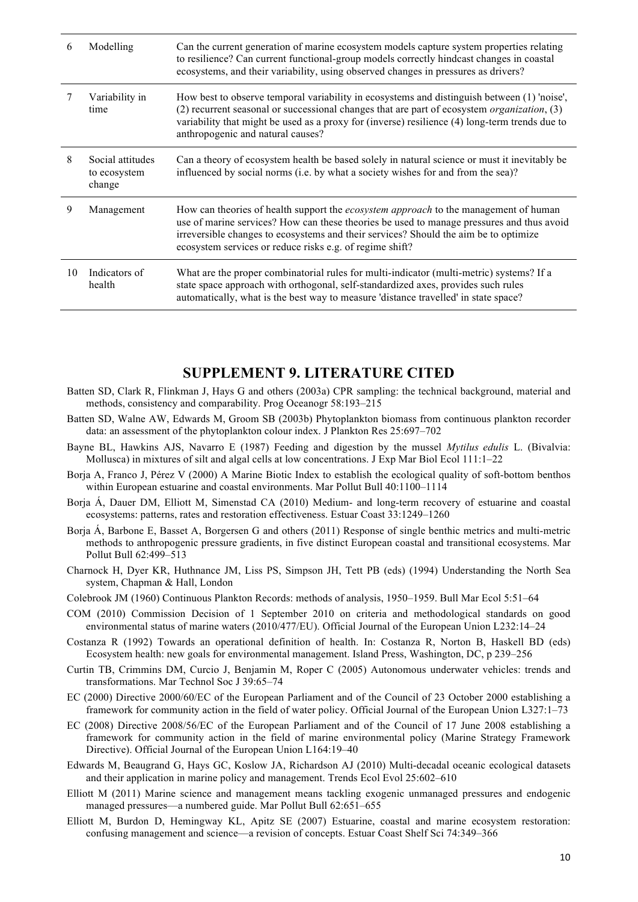| | | |
|---|---|---|
| 6 | Modelling | Can the current generation of marine ecosystem models capture system properties relating to resilience? Can current functional-group models correctly hindcast changes in coastal ecosystems, and their variability, using observed changes in pressures as drivers? |
| 7 | Variability in time | How best to observe temporal variability in ecosystems and distinguish between (1) 'noise', (2) recurrent seasonal or successional changes that are part of ecosystem *organization*, (3) variability that might be used as a proxy for (inverse) resilience (4) long-term trends due to anthropogenic and natural causes? |
| 8 | Social attitudes to ecosystem change | Can a theory of ecosystem health be based solely in natural science or must it inevitably be influenced by social norms (i.e. by what a society wishes for and from the sea)? |
| 9 | Management | How can theories of health support the *ecosystem approach* to the management of human use of marine services? How can these theories be used to manage pressures and thus avoid irreversible changes to ecosystems and their services? Should the aim be to optimize ecosystem services or reduce risks e.g. of regime shift? |
| 10 | Indicators of health | What are the proper combinatorial rules for multi-indicator (multi-metric) systems? If a state space approach with orthogonal, self-standardized axes, provides such rules automatically, what is the best way to measure 'distance travelled' in state space? |

## SUPPLEMENT 9. LITERATURE CITED

Batten SD, Clark R, Flinkman J, Hays G and others (2003a) CPR sampling: the technical background, material and methods, consistency and comparability. Prog Oceanogr 58:193–215

Batten SD, Walne AW, Edwards M, Groom SB (2003b) Phytoplankton biomass from continuous plankton recorder data: an assessment of the phytoplankton colour index. J Plankton Res 25:697–702

Bayne BL, Hawkins AJS, Navarro E (1987) Feeding and digestion by the mussel *Mytilus edulis* L. (Bivalvia: Mollusca) in mixtures of silt and algal cells at low concentrations. J Exp Mar Biol Ecol 111:1–22

Borja A, Franco J, Pérez V (2000) A Marine Biotic Index to establish the ecological quality of soft-bottom benthos within European estuarine and coastal environments. Mar Pollut Bull 40:1100–1114

Borja Á, Dauer DM, Elliott M, Simenstad CA (2010) Medium- and long-term recovery of estuarine and coastal ecosystems: patterns, rates and restoration effectiveness. Estuar Coast 33:1249–1260

Borja Á, Barbone E, Basset A, Borgersen G and others (2011) Response of single benthic metrics and multi-metric methods to anthropogenic pressure gradients, in five distinct European coastal and transitional ecosystems. Mar Pollut Bull 62:499–513

Charnock H, Dyer KR, Huthnance JM, Liss PS, Simpson JH, Tett PB (eds) (1994) Understanding the North Sea system, Chapman & Hall, London

Colebrook JM (1960) Continuous Plankton Records: methods of analysis, 1950–1959. Bull Mar Ecol 5:51–64

COM (2010) Commission Decision of 1 September 2010 on criteria and methodological standards on good environmental status of marine waters (2010/477/EU). Official Journal of the European Union L232:14–24

Costanza R (1992) Towards an operational definition of health. In: Costanza R, Norton B, Haskell BD (eds) Ecosystem health: new goals for environmental management. Island Press, Washington, DC, p 239–256

Curtin TB, Crimmins DM, Curcio J, Benjamin M, Roper C (2005) Autonomous underwater vehicles: trends and transformations. Mar Technol Soc J 39:65–74

EC (2000) Directive 2000/60/EC of the European Parliament and of the Council of 23 October 2000 establishing a framework for community action in the field of water policy. Official Journal of the European Union L327:1–73

EC (2008) Directive 2008/56/EC of the European Parliament and of the Council of 17 June 2008 establishing a framework for community action in the field of marine environmental policy (Marine Strategy Framework Directive). Official Journal of the European Union L164:19–40

Edwards M, Beaugrand G, Hays GC, Koslow JA, Richardson AJ (2010) Multi-decadal oceanic ecological datasets and their application in marine policy and management. Trends Ecol Evol 25:602–610

Elliott M (2011) Marine science and management means tackling exogenic unmanaged pressures and endogenic managed pressures—a numbered guide. Mar Pollut Bull 62:651–655

Elliott M, Burdon D, Hemingway KL, Apitz SE (2007) Estuarine, coastal and marine ecosystem restoration: confusing management and science—a revision of concepts. Estuar Coast Shelf Sci 74:349–366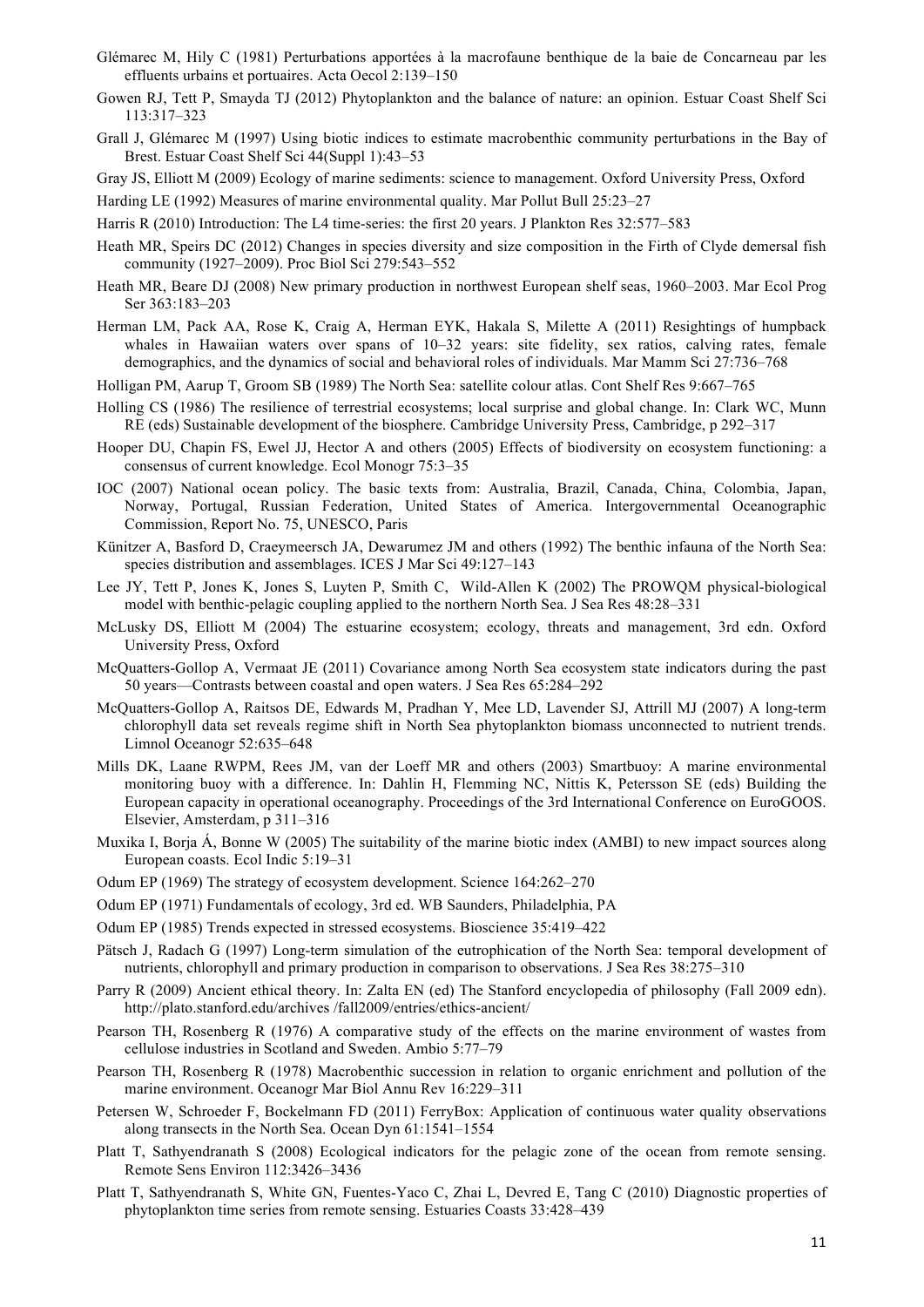Glémarec M, Hily C (1981) Perturbations apportées à la macrofaune benthique de la baie de Concarneau par les effluents urbains et portuaires. Acta Oecol 2:139–150

Gowen RJ, Tett P, Smayda TJ (2012) Phytoplankton and the balance of nature: an opinion. Estuar Coast Shelf Sci 113:317–323

Grall J, Glémarec M (1997) Using biotic indices to estimate macrobenthic community perturbations in the Bay of Brest. Estuar Coast Shelf Sci 44(Suppl 1):43–53

Gray JS, Elliott M (2009) Ecology of marine sediments: science to management. Oxford University Press, Oxford

Harding LE (1992) Measures of marine environmental quality. Mar Pollut Bull 25:23–27

Harris R (2010) Introduction: The L4 time-series: the first 20 years. J Plankton Res 32:577–583

Heath MR, Speirs DC (2012) Changes in species diversity and size composition in the Firth of Clyde demersal fish community (1927–2009). Proc Biol Sci 279:543–552

Heath MR, Beare DJ (2008) New primary production in northwest European shelf seas, 1960–2003. Mar Ecol Prog Ser 363:183–203

Herman LM, Pack AA, Rose K, Craig A, Herman EYK, Hakala S, Milette A (2011) Resightings of humpback whales in Hawaiian waters over spans of 10–32 years: site fidelity, sex ratios, calving rates, female demographics, and the dynamics of social and behavioral roles of individuals. Mar Mamm Sci 27:736–768

Holligan PM, Aarup T, Groom SB (1989) The North Sea: satellite colour atlas. Cont Shelf Res 9:667–765

Holling CS (1986) The resilience of terrestrial ecosystems; local surprise and global change. In: Clark WC, Munn RE (eds) Sustainable development of the biosphere. Cambridge University Press, Cambridge, p 292–317

Hooper DU, Chapin FS, Ewel JJ, Hector A and others (2005) Effects of biodiversity on ecosystem functioning: a consensus of current knowledge. Ecol Monogr 75:3–35

IOC (2007) National ocean policy. The basic texts from: Australia, Brazil, Canada, China, Colombia, Japan, Norway, Portugal, Russian Federation, United States of America. Intergovernmental Oceanographic Commission, Report No. 75, UNESCO, Paris

Künitzer A, Basford D, Craeymeersch JA, Dewarumez JM and others (1992) The benthic infauna of the North Sea: species distribution and assemblages. ICES J Mar Sci 49:127–143

Lee JY, Tett P, Jones K, Jones S, Luyten P, Smith C, Wild-Allen K (2002) The PROWQM physical-biological model with benthic-pelagic coupling applied to the northern North Sea. J Sea Res 48:28–331

McLusky DS, Elliott M (2004) The estuarine ecosystem; ecology, threats and management, 3rd edn. Oxford University Press, Oxford

McQuatters-Gollop A, Vermaat JE (2011) Covariance among North Sea ecosystem state indicators during the past 50 years—Contrasts between coastal and open waters. J Sea Res 65:284–292

McQuatters-Gollop A, Raitsos DE, Edwards M, Pradhan Y, Mee LD, Lavender SJ, Attrill MJ (2007) A long-term chlorophyll data set reveals regime shift in North Sea phytoplankton biomass unconnected to nutrient trends. Limnol Oceanogr 52:635–648

Mills DK, Laane RWPM, Rees JM, van der Loeff MR and others (2003) Smartbuoy: A marine environmental monitoring buoy with a difference. In: Dahlin H, Flemming NC, Nittis K, Petersson SE (eds) Building the European capacity in operational oceanography. Proceedings of the 3rd International Conference on EuroGOOS. Elsevier, Amsterdam, p 311–316

Muxika I, Borja Á, Bonne W (2005) The suitability of the marine biotic index (AMBI) to new impact sources along European coasts. Ecol Indic 5:19–31

Odum EP (1969) The strategy of ecosystem development. Science 164:262–270

Odum EP (1971) Fundamentals of ecology, 3rd ed. WB Saunders, Philadelphia, PA

Odum EP (1985) Trends expected in stressed ecosystems. Bioscience 35:419–422

Pätsch J, Radach G (1997) Long-term simulation of the eutrophication of the North Sea: temporal development of nutrients, chlorophyll and primary production in comparison to observations. J Sea Res 38:275–310

Parry R (2009) Ancient ethical theory. In: Zalta EN (ed) The Stanford encyclopedia of philosophy (Fall 2009 edn). http://plato.stanford.edu/archives /fall2009/entries/ethics-ancient/

Pearson TH, Rosenberg R (1976) A comparative study of the effects on the marine environment of wastes from cellulose industries in Scotland and Sweden. Ambio 5:77–79

Pearson TH, Rosenberg R (1978) Macrobenthic succession in relation to organic enrichment and pollution of the marine environment. Oceanogr Mar Biol Annu Rev 16:229–311

Petersen W, Schroeder F, Bockelmann FD (2011) FerryBox: Application of continuous water quality observations along transects in the North Sea. Ocean Dyn 61:1541–1554

Platt T, Sathyendranath S (2008) Ecological indicators for the pelagic zone of the ocean from remote sensing. Remote Sens Environ 112:3426–3436

Platt T, Sathyendranath S, White GN, Fuentes-Yaco C, Zhai L, Devred E, Tang C (2010) Diagnostic properties of phytoplankton time series from remote sensing. Estuaries Coasts 33:428–439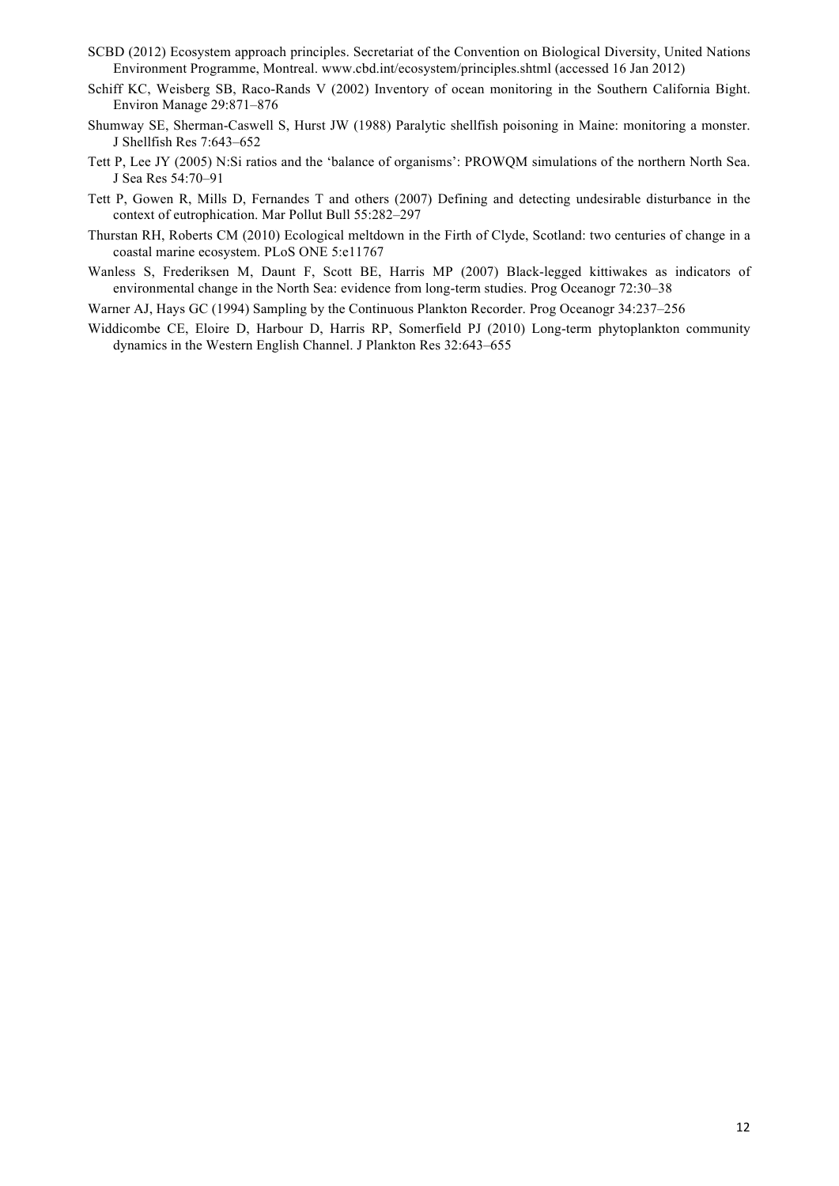SCBD (2012) Ecosystem approach principles. Secretariat of the Convention on Biological Diversity, United Nations Environment Programme, Montreal. www.cbd.int/ecosystem/principles.shtml (accessed 16 Jan 2012)

Schiff KC, Weisberg SB, Raco-Rands V (2002) Inventory of ocean monitoring in the Southern California Bight. Environ Manage 29:871–876

Shumway SE, Sherman-Caswell S, Hurst JW (1988) Paralytic shellfish poisoning in Maine: monitoring a monster. J Shellfish Res 7:643–652

Tett P, Lee JY (2005) N:Si ratios and the 'balance of organisms': PROWQM simulations of the northern North Sea. J Sea Res 54:70–91

Tett P, Gowen R, Mills D, Fernandes T and others (2007) Defining and detecting undesirable disturbance in the context of eutrophication. Mar Pollut Bull 55:282–297

Thurstan RH, Roberts CM (2010) Ecological meltdown in the Firth of Clyde, Scotland: two centuries of change in a coastal marine ecosystem. PLoS ONE 5:e11767

Wanless S, Frederiksen M, Daunt F, Scott BE, Harris MP (2007) Black-legged kittiwakes as indicators of environmental change in the North Sea: evidence from long-term studies. Prog Oceanogr 72:30–38

Warner AJ, Hays GC (1994) Sampling by the Continuous Plankton Recorder. Prog Oceanogr 34:237–256

Widdicombe CE, Eloire D, Harbour D, Harris RP, Somerfield PJ (2010) Long-term phytoplankton community dynamics in the Western English Channel. J Plankton Res 32:643–655